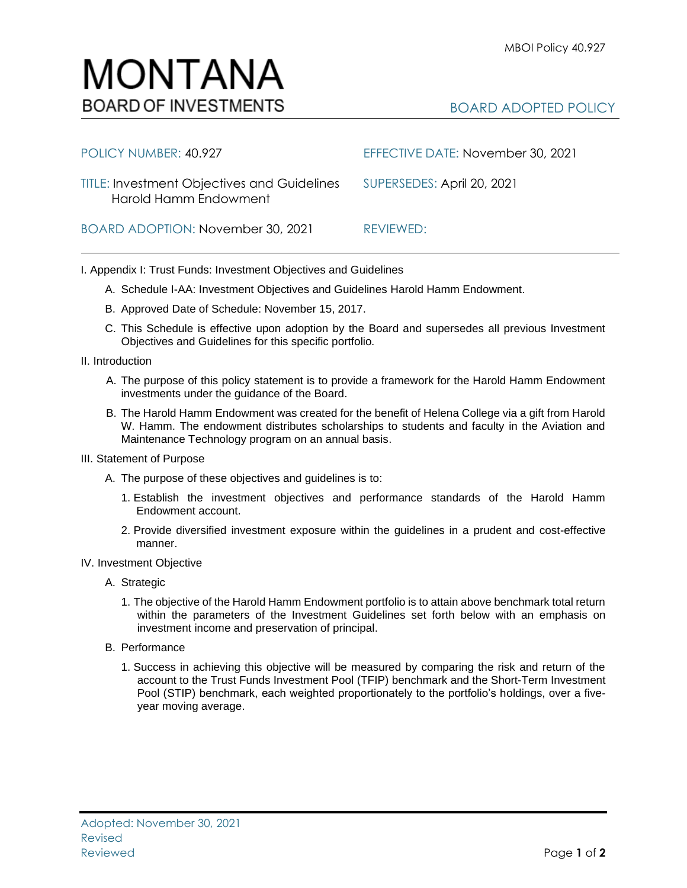# MONTANA
BOARD OF INVESTMENTS

BOARD ADOPTED POLICY

| | |
|---|---|
| POLICY NUMBER: 40.927 | EFFECTIVE DATE: November 30, 2021 |
| TITLE: Investment Objectives and Guidelines Harold Hamm Endowment | SUPERSEDES: April 20, 2021 |
| BOARD ADOPTION: November 30, 2021 | REVIEWED: |

I. Appendix I: Trust Funds: Investment Objectives and Guidelines

A. Schedule I-AA: Investment Objectives and Guidelines Harold Hamm Endowment.

B. Approved Date of Schedule: November 15, 2017.

C. This Schedule is effective upon adoption by the Board and supersedes all previous Investment Objectives and Guidelines for this specific portfolio.

II. Introduction

A. The purpose of this policy statement is to provide a framework for the Harold Hamm Endowment investments under the guidance of the Board.

B. The Harold Hamm Endowment was created for the benefit of Helena College via a gift from Harold W. Hamm. The endowment distributes scholarships to students and faculty in the Aviation and Maintenance Technology program on an annual basis.

III. Statement of Purpose

A. The purpose of these objectives and guidelines is to:

1. Establish the investment objectives and performance standards of the Harold Hamm Endowment account.

2. Provide diversified investment exposure within the guidelines in a prudent and cost-effective manner.

IV. Investment Objective

A. Strategic

1. The objective of the Harold Hamm Endowment portfolio is to attain above benchmark total return within the parameters of the Investment Guidelines set forth below with an emphasis on investment income and preservation of principal.

B. Performance

1. Success in achieving this objective will be measured by comparing the risk and return of the account to the Trust Funds Investment Pool (TFIP) benchmark and the Short-Term Investment Pool (STIP) benchmark, each weighted proportionately to the portfolio's holdings, over a five-year moving average.

Adopted: November 30, 2021
Revised
Reviewed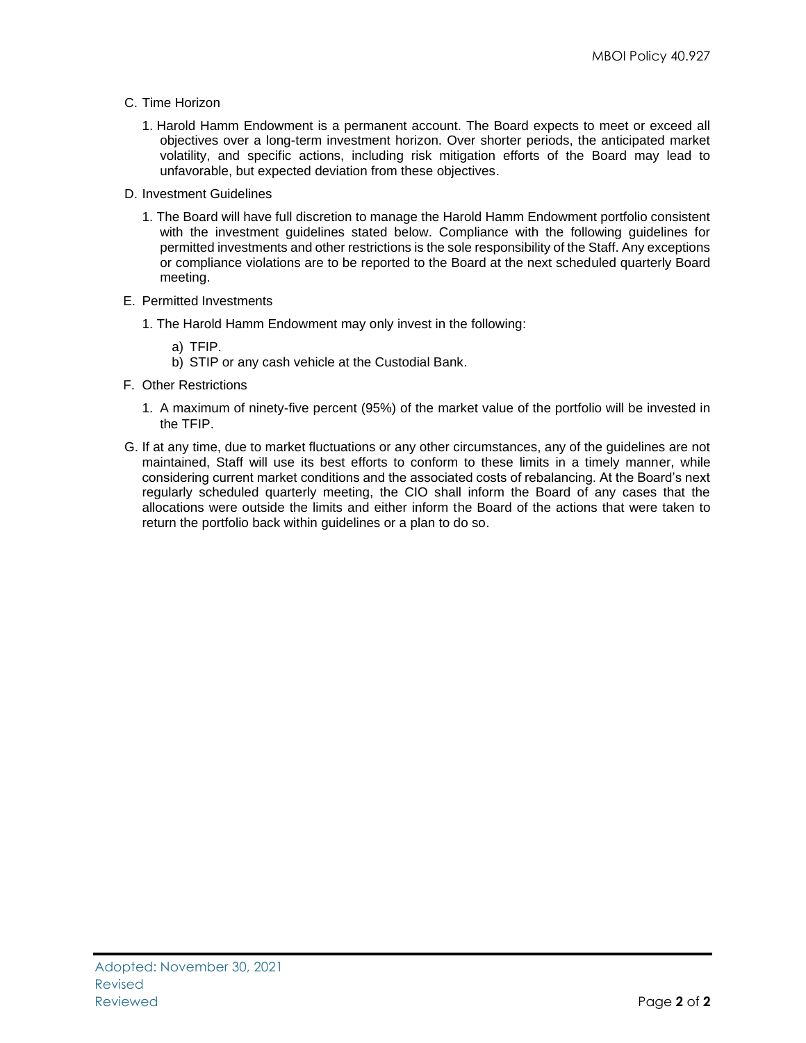C. Time Horizon

1. Harold Hamm Endowment is a permanent account. The Board expects to meet or exceed all objectives over a long-term investment horizon. Over shorter periods, the anticipated market volatility, and specific actions, including risk mitigation efforts of the Board may lead to unfavorable, but expected deviation from these objectives.

D. Investment Guidelines

1. The Board will have full discretion to manage the Harold Hamm Endowment portfolio consistent with the investment guidelines stated below. Compliance with the following guidelines for permitted investments and other restrictions is the sole responsibility of the Staff. Any exceptions or compliance violations are to be reported to the Board at the next scheduled quarterly Board meeting.

E. Permitted Investments

1. The Harold Hamm Endowment may only invest in the following:

   a) TFIP.
   b) STIP or any cash vehicle at the Custodial Bank.

F. Other Restrictions

1. A maximum of ninety-five percent (95%) of the market value of the portfolio will be invested in the TFIP.

G. If at any time, due to market fluctuations or any other circumstances, any of the guidelines are not maintained, Staff will use its best efforts to conform to these limits in a timely manner, while considering current market conditions and the associated costs of rebalancing. At the Board's next regularly scheduled quarterly meeting, the CIO shall inform the Board of any cases that the allocations were outside the limits and either inform the Board of the actions that were taken to return the portfolio back within guidelines or a plan to do so.

Adopted: November 30, 2021
Revised
Reviewed